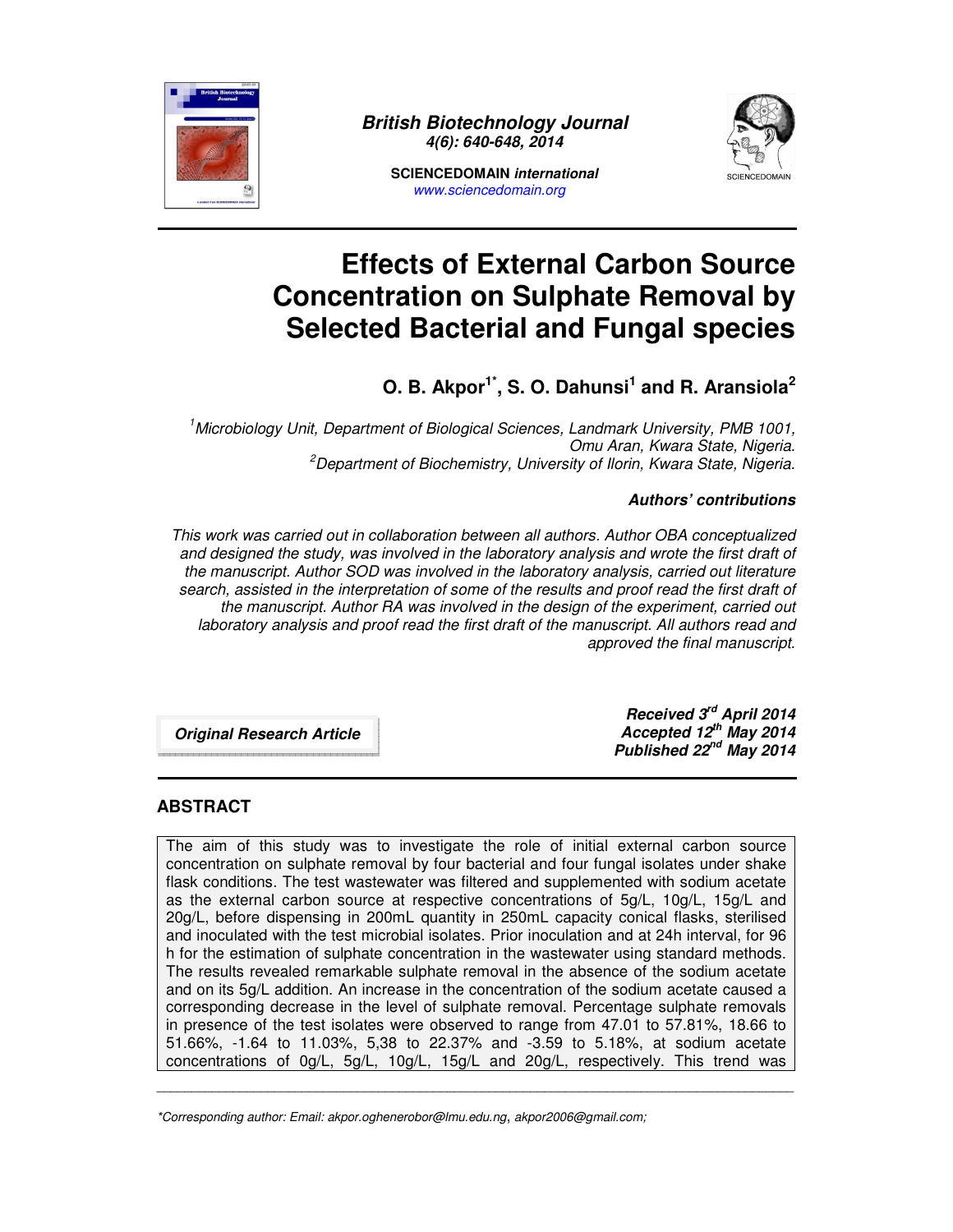British Biotechnology Journal
4(6): 640-648, 2014

SCIENCEDOMAIN *international*
www.sciencedomain.org

# Effects of External Carbon Source Concentration on Sulphate Removal by Selected Bacterial and Fungal species

**O. B. Akpor[1*], S. O. Dahunsi[1] and R. Aransiola[2]**

*[1]Microbiology Unit, Department of Biological Sciences, Landmark University, PMB 1001, Omu Aran, Kwara State, Nigeria.*
*[2]Department of Biochemistry, University of Ilorin, Kwara State, Nigeria.*

***Authors' contributions***

*This work was carried out in collaboration between all authors. Author OBA conceptualized and designed the study, was involved in the laboratory analysis and wrote the first draft of the manuscript. Author SOD was involved in the laboratory analysis, carried out literature search, assisted in the interpretation of some of the results and proof read the first draft of the manuscript. Author RA was involved in the design of the experiment, carried out laboratory analysis and proof read the first draft of the manuscript. All authors read and approved the final manuscript.*

***Original Research Article***

***Received 3rd April 2014***
***Accepted 12th May 2014***
***Published 22nd May 2014***

## ABSTRACT

The aim of this study was to investigate the role of initial external carbon source concentration on sulphate removal by four bacterial and four fungal isolates under shake flask conditions. The test wastewater was filtered and supplemented with sodium acetate as the external carbon source at respective concentrations of 5g/L, 10g/L, 15g/L and 20g/L, before dispensing in 200mL quantity in 250mL capacity conical flasks, sterilised and inoculated with the test microbial isolates. Prior inoculation and at 24h interval, for 96 h for the estimation of sulphate concentration in the wastewater using standard methods. The results revealed remarkable sulphate removal in the absence of the sodium acetate and on its 5g/L addition. An increase in the concentration of the sodium acetate caused a corresponding decrease in the level of sulphate removal. Percentage sulphate removals in presence of the test isolates were observed to range from 47.01 to 57.81%, 18.66 to 51.66%, -1.64 to 11.03%, 5,38 to 22.37% and -3.59 to 5.18%, at sodium acetate concentrations of 0g/L, 5g/L, 10g/L, 15g/L and 20g/L, respectively. This trend was

*Corresponding author: Email: akpor.oghenerobor@lmu.edu.ng, akpor2006@gmail.com;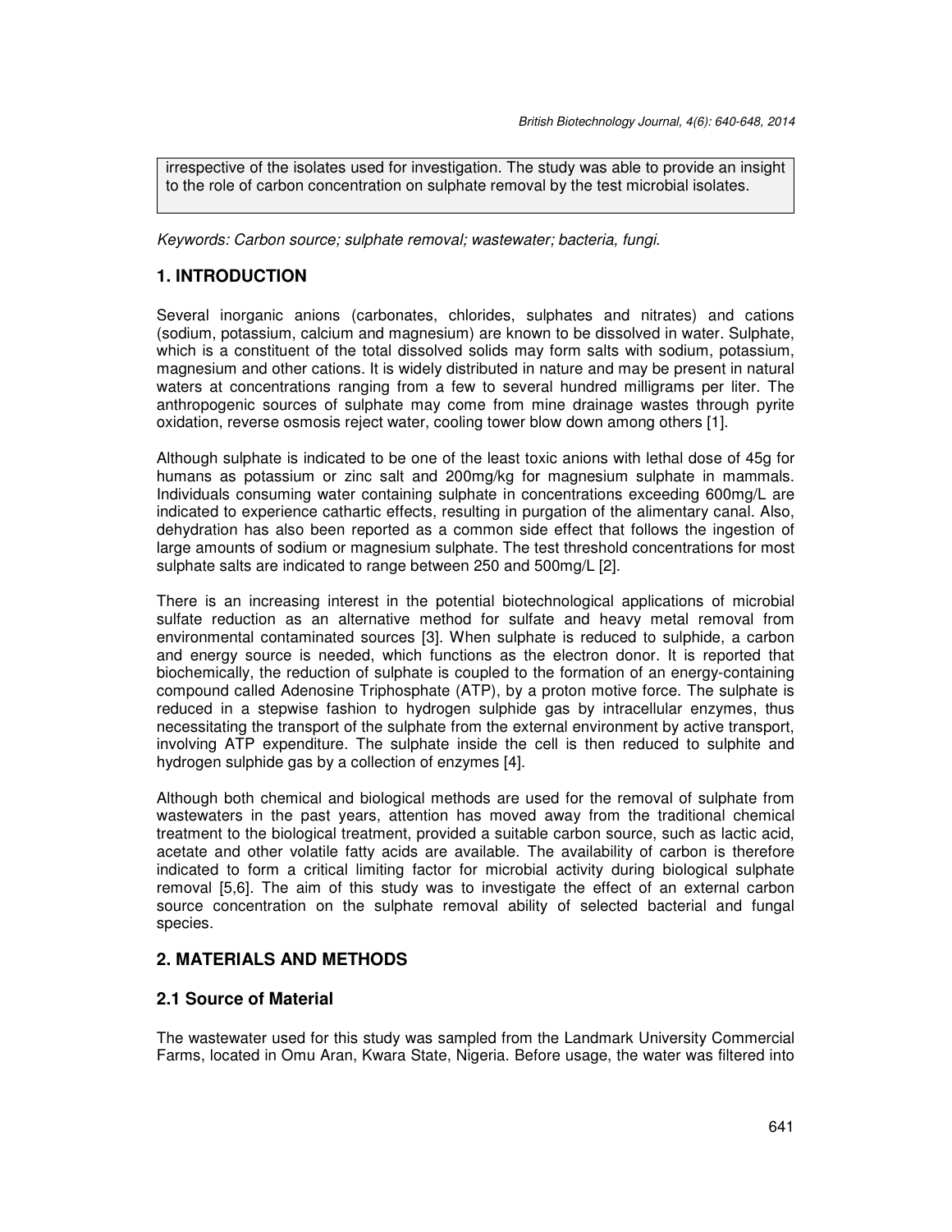irrespective of the isolates used for investigation. The study was able to provide an insight to the role of carbon concentration on sulphate removal by the test microbial isolates.

*Keywords: Carbon source; sulphate removal; wastewater; bacteria, fungi.*

## 1. INTRODUCTION

Several inorganic anions (carbonates, chlorides, sulphates and nitrates) and cations (sodium, potassium, calcium and magnesium) are known to be dissolved in water. Sulphate, which is a constituent of the total dissolved solids may form salts with sodium, potassium, magnesium and other cations. It is widely distributed in nature and may be present in natural waters at concentrations ranging from a few to several hundred milligrams per liter. The anthropogenic sources of sulphate may come from mine drainage wastes through pyrite oxidation, reverse osmosis reject water, cooling tower blow down among others [1].

Although sulphate is indicated to be one of the least toxic anions with lethal dose of 45g for humans as potassium or zinc salt and 200mg/kg for magnesium sulphate in mammals. Individuals consuming water containing sulphate in concentrations exceeding 600mg/L are indicated to experience cathartic effects, resulting in purgation of the alimentary canal. Also, dehydration has also been reported as a common side effect that follows the ingestion of large amounts of sodium or magnesium sulphate. The test threshold concentrations for most sulphate salts are indicated to range between 250 and 500mg/L [2].

There is an increasing interest in the potential biotechnological applications of microbial sulfate reduction as an alternative method for sulfate and heavy metal removal from environmental contaminated sources [3]. When sulphate is reduced to sulphide, a carbon and energy source is needed, which functions as the electron donor. It is reported that biochemically, the reduction of sulphate is coupled to the formation of an energy-containing compound called Adenosine Triphosphate (ATP), by a proton motive force. The sulphate is reduced in a stepwise fashion to hydrogen sulphide gas by intracellular enzymes, thus necessitating the transport of the sulphate from the external environment by active transport, involving ATP expenditure. The sulphate inside the cell is then reduced to sulphite and hydrogen sulphide gas by a collection of enzymes [4].

Although both chemical and biological methods are used for the removal of sulphate from wastewaters in the past years, attention has moved away from the traditional chemical treatment to the biological treatment, provided a suitable carbon source, such as lactic acid, acetate and other volatile fatty acids are available. The availability of carbon is therefore indicated to form a critical limiting factor for microbial activity during biological sulphate removal [5,6]. The aim of this study was to investigate the effect of an external carbon source concentration on the sulphate removal ability of selected bacterial and fungal species.

## 2. MATERIALS AND METHODS

### 2.1 Source of Material

The wastewater used for this study was sampled from the Landmark University Commercial Farms, located in Omu Aran, Kwara State, Nigeria. Before usage, the water was filtered into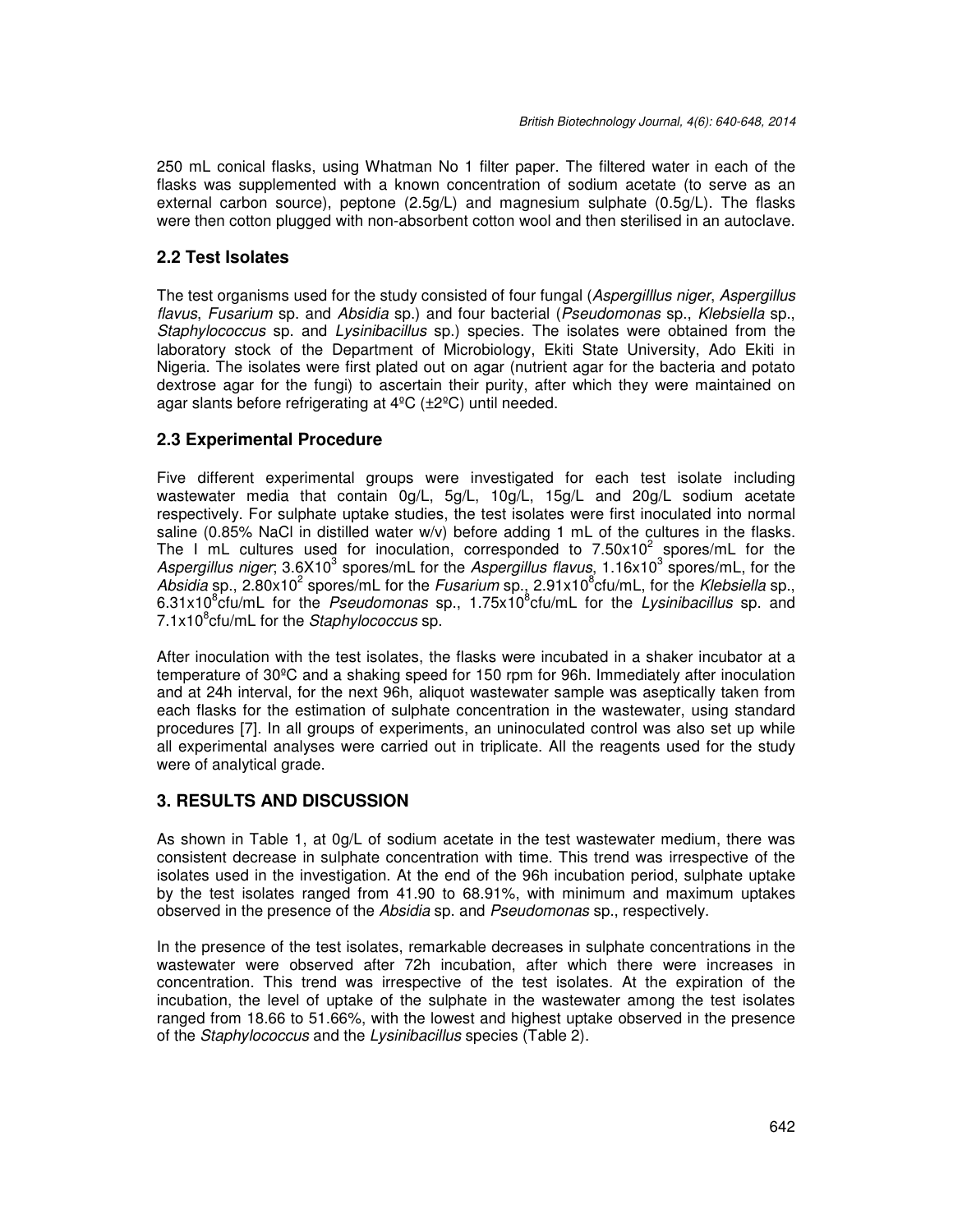250 mL conical flasks, using Whatman No 1 filter paper. The filtered water in each of the flasks was supplemented with a known concentration of sodium acetate (to serve as an external carbon source), peptone (2.5g/L) and magnesium sulphate (0.5g/L). The flasks were then cotton plugged with non-absorbent cotton wool and then sterilised in an autoclave.

## 2.2 Test Isolates

The test organisms used for the study consisted of four fungal (*Aspergilllus niger*, *Aspergillus flavus*, *Fusarium* sp. and *Absidia* sp.) and four bacterial (*Pseudomonas* sp., *Klebsiella* sp., *Staphylococcus* sp. and *Lysinibacillus* sp.) species. The isolates were obtained from the laboratory stock of the Department of Microbiology, Ekiti State University, Ado Ekiti in Nigeria. The isolates were first plated out on agar (nutrient agar for the bacteria and potato dextrose agar for the fungi) to ascertain their purity, after which they were maintained on agar slants before refrigerating at 4ºC (±2ºC) until needed.

## 2.3 Experimental Procedure

Five different experimental groups were investigated for each test isolate including wastewater media that contain 0g/L, 5g/L, 10g/L, 15g/L and 20g/L sodium acetate respectively. For sulphate uptake studies, the test isolates were first inoculated into normal saline (0.85% NaCl in distilled water w/v) before adding 1 mL of the cultures in the flasks. The I mL cultures used for inoculation, corresponded to $7.50 \times 10^{2}$ spores/mL for the *Aspergillus niger*; $3.6 \times 10^{3}$ spores/mL for the *Aspergillus flavus*, $1.16 \times 10^{3}$ spores/mL, for the *Absidia* sp., $2.80 \times 10^{2}$ spores/mL for the *Fusarium* sp., $2.91 \times 10^{8}$cfu/mL, for the *Klebsiella* sp., $6.31 \times 10^{8}$cfu/mL for the *Pseudomonas* sp., $1.75 \times 10^{8}$cfu/mL for the *Lysinibacillus* sp. and $7.1 \times 10^{8}$cfu/mL for the *Staphylococus* sp.

After inoculation with the test isolates, the flasks were incubated in a shaker incubator at a temperature of 30ºC and a shaking speed for 150 rpm for 96h. Immediately after inoculation and at 24h interval, for the next 96h, aliquot wastewater sample was aseptically taken from each flasks for the estimation of sulphate concentration in the wastewater, using standard procedures [7]. In all groups of experiments, an uninoculated control was also set up while all experimental analyses were carried out in triplicate. All the reagents used for the study were of analytical grade.

# 3. RESULTS AND DISCUSSION

As shown in Table 1, at 0g/L of sodium acetate in the test wastewater medium, there was consistent decrease in sulphate concentration with time. This trend was irrespective of the isolates used in the investigation. At the end of the 96h incubation period, sulphate uptake by the test isolates ranged from 41.90 to 68.91%, with minimum and maximum uptakes observed in the presence of the *Absidia* sp. and *Pseudomonas* sp., respectively.

In the presence of the test isolates, remarkable decreases in sulphate concentrations in the wastewater were observed after 72h incubation, after which there were increases in concentration. This trend was irrespective of the test isolates. At the expiration of the incubation, the level of uptake of the sulphate in the wastewater among the test isolates ranged from 18.66 to 51.66%, with the lowest and highest uptake observed in the presence of the *Staphylococcus* and the *Lysinibacillus* species (Table 2).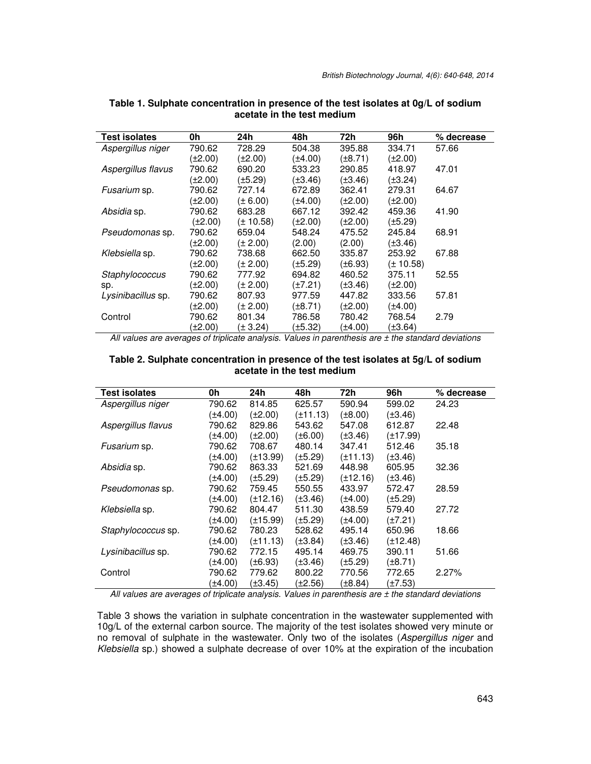**Table 1. Sulphate concentration in presence of the test isolates at 0g/L of sodium acetate in the test medium**

| Test isolates | 0h | 24h | 48h | 72h | 96h | % decrease |
|---|---|---|---|---|---|---|
| *Aspergillus niger* | 790.62 (±2.00) | 728.29 (±2.00) | 504.38 (±4.00) | 395.88 (±8.71) | 334.71 (±2.00) | 57.66 |
| *Aspergillus flavus* | 790.62 (±2.00) | 690.20 (±5.29) | 533.23 (±3.46) | 290.85 (±3.46) | 418.97 (±3.24) | 47.01 |
| *Fusarium* sp. | 790.62 (±2.00) | 727.14 (± 6.00) | 672.89 (±4.00) | 362.41 (±2.00) | 279.31 (±2.00) | 64.67 |
| *Absidia* sp. | 790.62 (±2.00) | 683.28 (± 10.58) | 667.12 (±2.00) | 392.42 (±2.00) | 459.36 (±5.29) | 41.90 |
| *Pseudomonas* sp. | 790.62 (±2.00) | 659.04 (± 2.00) | 548.24 (2.00) | 475.52 (2.00) | 245.84 (±3.46) | 68.91 |
| *Klebsiella* sp. | 790.62 (±2.00) | 738.68 (± 2.00) | 662.50 (±5.29) | 335.87 (±6.93) | 253.92 (± 10.58) | 67.88 |
| *Staphylococcus* sp. | 790.62 (±2.00) | 777.92 (± 2.00) | 694.82 (±7.21) | 460.52 (±3.46) | 375.11 (±2.00) | 52.55 |
| *Lysinibacillus* sp. | 790.62 (±2.00) | 807.93 (± 2.00) | 977.59 (±8.71) | 447.82 (±2.00) | 333.56 (±4.00) | 57.81 |
| Control | 790.62 (±2.00) | 801.34 (± 3.24) | 786.58 (±5.32) | 780.42 (±4.00) | 768.54 (±3.64) | 2.79 |

*All values are averages of triplicate analysis. Values in parenthesis are ± the standard deviations*

**Table 2. Sulphate concentration in presence of the test isolates at 5g/L of sodium acetate in the test medium**

| Test isolates | 0h | 24h | 48h | 72h | 96h | % decrease |
|---|---|---|---|---|---|---|
| *Aspergillus niger* | 790.62 (±4.00) | 814.85 (±2.00) | 625.57 (±11.13) | 590.94 (±8.00) | 599.02 (±3.46) | 24.23 |
| *Aspergillus flavus* | 790.62 (±4.00) | 829.86 (±2.00) | 543.62 (±6.00) | 547.08 (±3.46) | 612.87 (±17.99) | 22.48 |
| *Fusarium* sp. | 790.62 (±4.00) | 708.67 (±13.99) | 480.14 (±5.29) | 347.41 (±11.13) | 512.46 (±3.46) | 35.18 |
| *Absidia* sp. | 790.62 (±4.00) | 863.33 (±5.29) | 521.69 (±5.29) | 448.98 (±12.16) | 605.95 (±3.46) | 32.36 |
| *Pseudomonas* sp. | 790.62 (±4.00) | 759.45 (±12.16) | 550.55 (±3.46) | 433.97 (±4.00) | 572.47 (±5.29) | 28.59 |
| *Klebsiella* sp. | 790.62 (±4.00) | 804.47 (±15.99) | 511.30 (±5.29) | 438.59 (±4.00) | 579.40 (±7.21) | 27.72 |
| *Staphylococcus* sp. | 790.62 (±4.00) | 780.23 (±11.13) | 528.62 (±3.84) | 495.14 (±3.46) | 650.96 (±12.48) | 18.66 |
| *Lysinibacillus* sp. | 790.62 (±4.00) | 772.15 (±6.93) | 495.14 (±3.46) | 469.75 (±5.29) | 390.11 (±8.71) | 51.66 |
| Control | 790.62 (±4.00) | 779.62 (±3.45) | 800.22 (±2.56) | 770.56 (±8.84) | 772.65 (±7.53) | 2.27% |

*All values are averages of triplicate analysis. Values in parenthesis are ± the standard deviations*

Table 3 shows the variation in sulphate concentration in the wastewater supplemented with 10g/L of the external carbon source. The majority of the test isolates showed very minute or no removal of sulphate in the wastewater. Only two of the isolates (*Aspergillus niger* and *Klebsiella* sp.) showed a sulphate decrease of over 10% at the expiration of the incubation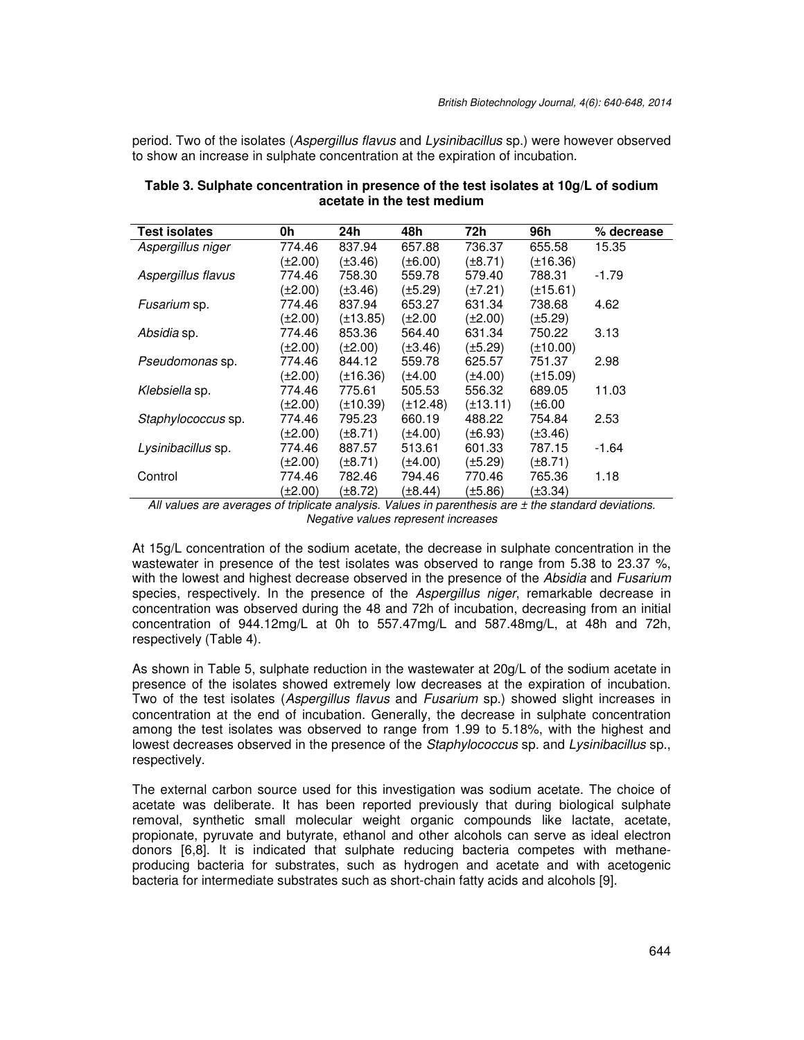period. Two of the isolates (*Aspergillus flavus* and *Lysinibacillus* sp.) were however observed to show an increase in sulphate concentration at the expiration of incubation.

**Table 3. Sulphate concentration in presence of the test isolates at 10g/L of sodium acetate in the test medium**

| Test isolates | 0h | 24h | 48h | 72h | 96h | % decrease |
|---|---|---|---|---|---|---|
| *Aspergillus niger* | 774.46 (±2.00) | 837.94 (±3.46) | 657.88 (±6.00) | 736.37 (±8.71) | 655.58 (±16.36) | 15.35 |
| *Aspergillus flavus* | 774.46 (±2.00) | 758.30 (±3.46) | 559.78 (±5.29) | 579.40 (±7.21) | 788.31 (±15.61) | -1.79 |
| *Fusarium* sp. | 774.46 (±2.00) | 837.94 (±13.85) | 653.27 (±2.00 | 631.34 (±2.00) | 738.68 (±5.29) | 4.62 |
| *Absidia* sp. | 774.46 (±2.00) | 853.36 (±2.00) | 564.40 (±3.46) | 631.34 (±5.29) | 750.22 (±10.00) | 3.13 |
| *Pseudomonas* sp. | 774.46 (±2.00) | 844.12 (±16.36) | 559.78 (±4.00 | 625.57 (±4.00) | 751.37 (±15.09) | 2.98 |
| *Klebsiella* sp. | 774.46 (±2.00) | 775.61 (±10.39) | 505.53 (±12.48) | 556.32 (±13.11) | 689.05 (±6.00 | 11.03 |
| *Staphylococcus* sp. | 774.46 (±2.00) | 795.23 (±8.71) | 660.19 (±4.00) | 488.22 (±6.93) | 754.84 (±3.46) | 2.53 |
| *Lysinibacillus* sp. | 774.46 (±2.00) | 887.57 (±8.71) | 513.61 (±4.00) | 601.33 (±5.29) | 787.15 (±8.71) | -1.64 |
| Control | 774.46 (±2.00) | 782.46 (±8.72) | 794.46 (±8.44) | 770.46 (±5.86) | 765.36 (±3.34) | 1.18 |

*All values are averages of triplicate analysis. Values in parenthesis are ± the standard deviations. Negative values represent increases*

At 15g/L concentration of the sodium acetate, the decrease in sulphate concentration in the wastewater in presence of the test isolates was observed to range from 5.38 to 23.37 %, with the lowest and highest decrease observed in the presence of the *Absidia* and *Fusarium* species, respectively. In the presence of the *Aspergillus niger*, remarkable decrease in concentration was observed during the 48 and 72h of incubation, decreasing from an initial concentration of 944.12mg/L at 0h to 557.47mg/L and 587.48mg/L, at 48h and 72h, respectively (Table 4).

As shown in Table 5, sulphate reduction in the wastewater at 20g/L of the sodium acetate in presence of the isolates showed extremely low decreases at the expiration of incubation. Two of the test isolates (*Aspergillus flavus* and *Fusarium* sp.) showed slight increases in concentration at the end of incubation. Generally, the decrease in sulphate concentration among the test isolates was observed to range from 1.99 to 5.18%, with the highest and lowest decreases observed in the presence of the *Staphylococcus* sp. and *Lysinibacillus* sp., respectively.

The external carbon source used for this investigation was sodium acetate. The choice of acetate was deliberate. It has been reported previously that during biological sulphate removal, synthetic small molecular weight organic compounds like lactate, acetate, propionate, pyruvate and butyrate, ethanol and other alcohols can serve as ideal electron donors [6,8]. It is indicated that sulphate reducing bacteria competes with methane-producing bacteria for substrates, such as hydrogen and acetate and with acetogenic bacteria for intermediate substrates such as short-chain fatty acids and alcohols [9].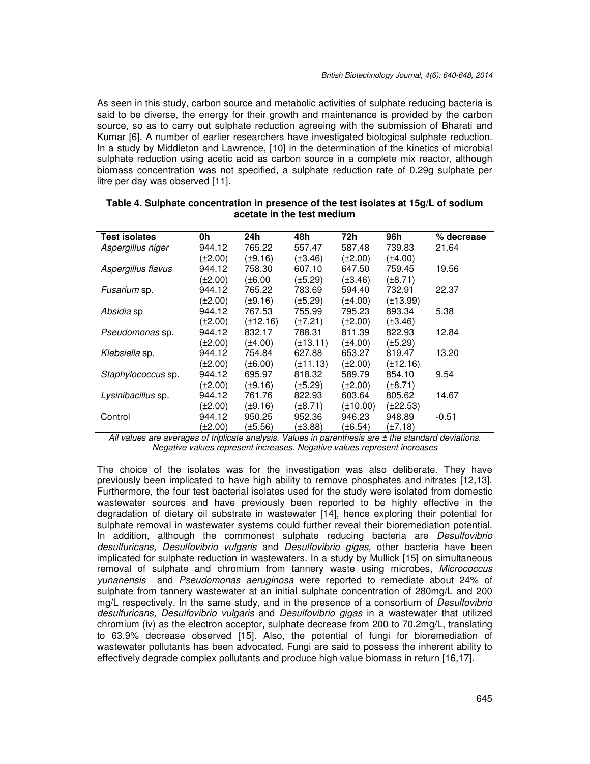As seen in this study, carbon source and metabolic activities of sulphate reducing bacteria is said to be diverse, the energy for their growth and maintenance is provided by the carbon source, so as to carry out sulphate reduction agreeing with the submission of Bharati and Kumar [6]. A number of earlier researchers have investigated biological sulphate reduction. In a study by Middleton and Lawrence, [10] in the determination of the kinetics of microbial sulphate reduction using acetic acid as carbon source in a complete mix reactor, although biomass concentration was not specified, a sulphate reduction rate of 0.29g sulphate per litre per day was observed [11].

**Table 4. Sulphate concentration in presence of the test isolates at 15g/L of sodium acetate in the test medium**

| Test isolates | 0h | 24h | 48h | 72h | 96h | % decrease |
|---|---|---|---|---|---|---|
| *Aspergillus niger* | 944.12 (±2.00) | 765.22 (±9.16) | 557.47 (±3.46) | 587.48 (±2.00) | 739.83 (±4.00) | 21.64 |
| *Aspergillus flavus* | 944.12 (±2.00) | 758.30 (±6.00 | 607.10 (±5.29) | 647.50 (±3.46) | 759.45 (±8.71) | 19.56 |
| *Fusarium* sp. | 944.12 (±2.00) | 765.22 (±9.16) | 783.69 (±5.29) | 594.40 (±4.00) | 732.91 (±13.99) | 22.37 |
| *Absidia* sp | 944.12 (±2.00) | 767.53 (±12.16) | 755.99 (±7.21) | 795.23 (±2.00) | 893.34 (±3.46) | 5.38 |
| *Pseudomonas* sp. | 944.12 (±2.00) | 832.17 (±4.00) | 788.31 (±13.11) | 811.39 (±4.00) | 822.93 (±5.29) | 12.84 |
| *Klebsiella* sp. | 944.12 (±2.00) | 754.84 (±6.00) | 627.88 (±11.13) | 653.27 (±2.00) | 819.47 (±12.16) | 13.20 |
| *Staphylococcus* sp. | 944.12 (±2.00) | 695.97 (±9.16) | 818.32 (±5.29) | 589.79 (±2.00) | 854.10 (±8.71) | 9.54 |
| *Lysinibacillus* sp. | 944.12 (±2.00) | 761.76 (±9.16) | 822.93 (±8.71) | 603.64 (±10.00) | 805.62 (±22.53) | 14.67 |
| Control | 944.12 (±2.00) | 950.25 (±5.56) | 952.36 (±3.88) | 946.23 (±6.54) | 948.89 (±7.18) | -0.51 |

*All values are averages of triplicate analysis. Values in parenthesis are ± the standard deviations. Negative values represent increases. Negative values represent increases*

The choice of the isolates was for the investigation was also deliberate. They have previously been implicated to have high ability to remove phosphates and nitrates [12,13]. Furthermore, the four test bacterial isolates used for the study were isolated from domestic wastewater sources and have previously been reported to be highly effective in the degradation of dietary oil substrate in wastewater [14], hence exploring their potential for sulphate removal in wastewater systems could further reveal their bioremediation potential. In addition, although the commonest sulphate reducing bacteria are *Desulfovibrio desulfuricans, Desulfovibrio vulgaris* and *Desulfovibrio gigas*, other bacteria have been implicated for sulphate reduction in wastewaters. In a study by Mullick [15] on simultaneous removal of sulphate and chromium from tannery waste using microbes, *Micrococcus yunanensis* and *Pseudomonas aeruginosa* were reported to remediate about 24% of sulphate from tannery wastewater at an initial sulphate concentration of 280mg/L and 200 mg/L respectively. In the same study, and in the presence of a consortium of *Desulfovibrio desulfuricans, Desulfovibrio vulgaris* and *Desulfovibrio gigas* in a wastewater that utilized chromium (iv) as the electron acceptor, sulphate decrease from 200 to 70.2mg/L, translating to 63.9% decrease observed [15]. Also, the potential of fungi for bioremediation of wastewater pollutants has been advocated. Fungi are said to possess the inherent ability to effectively degrade complex pollutants and produce high value biomass in return [16,17].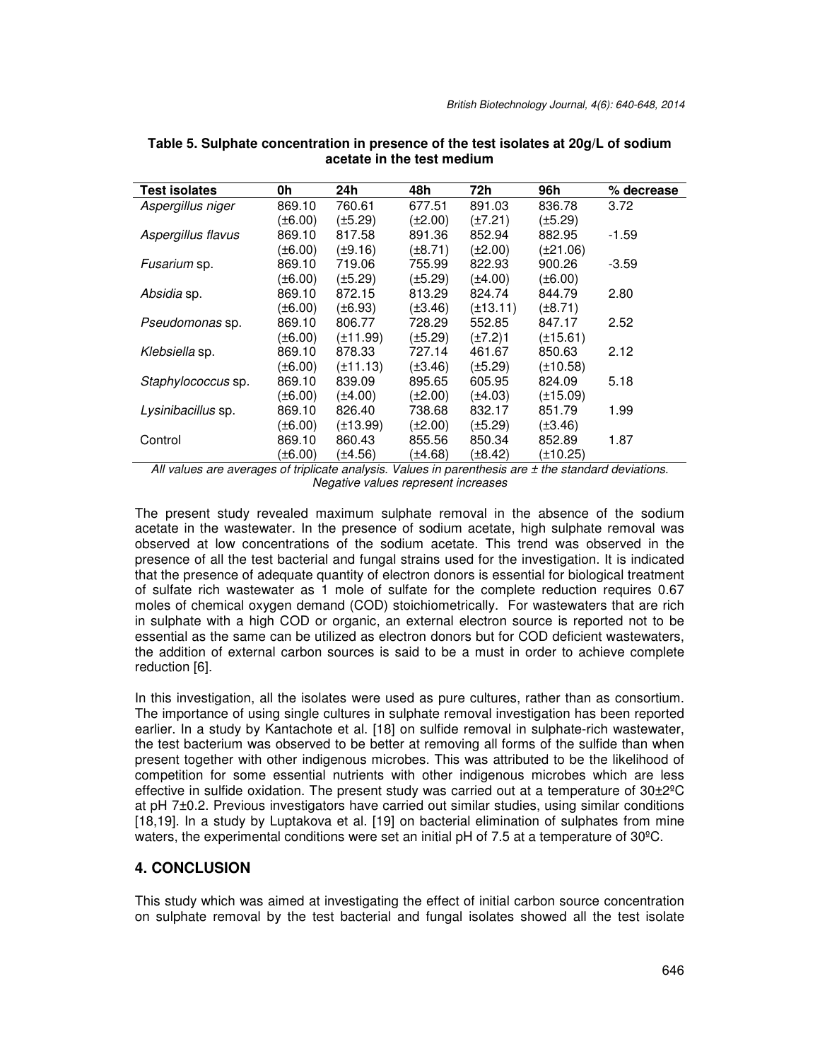**Table 5. Sulphate concentration in presence of the test isolates at 20g/L of sodium acetate in the test medium**

| Test isolates | 0h | 24h | 48h | 72h | 96h | % decrease |
|---|---|---|---|---|---|---|
| *Aspergillus niger* | 869.10 (±6.00) | 760.61 (±5.29) | 677.51 (±2.00) | 891.03 (±7.21) | 836.78 (±5.29) | 3.72 |
| *Aspergillus flavus* | 869.10 (±6.00) | 817.58 (±9.16) | 891.36 (±8.71) | 852.94 (±2.00) | 882.95 (±21.06) | -1.59 |
| *Fusarium* sp. | 869.10 (±6.00) | 719.06 (±5.29) | 755.99 (±5.29) | 822.93 (±4.00) | 900.26 (±6.00) | -3.59 |
| *Absidia* sp. | 869.10 (±6.00) | 872.15 (±6.93) | 813.29 (±3.46) | 824.74 (±13.11) | 844.79 (±8.71) | 2.80 |
| *Pseudomonas* sp. | 869.10 (±6.00) | 806.77 (±11.99) | 728.29 (±5.29) | 552.85 (±7.2)1 | 847.17 (±15.61) | 2.52 |
| *Klebsiella* sp. | 869.10 (±6.00) | 878.33 (±11.13) | 727.14 (±3.46) | 461.67 (±5.29) | 850.63 (±10.58) | 2.12 |
| *Staphylococcus* sp. | 869.10 (±6.00) | 839.09 (±4.00) | 895.65 (±2.00) | 605.95 (±4.03) | 824.09 (±15.09) | 5.18 |
| *Lysinibacillus* sp. | 869.10 (±6.00) | 826.40 (±13.99) | 738.68 (±2.00) | 832.17 (±5.29) | 851.79 (±3.46) | 1.99 |
| Control | 869.10 (±6.00) | 860.43 (±4.56) | 855.56 (±4.68) | 850.34 (±8.42) | 852.89 (±10.25) | 1.87 |

*All values are averages of triplicate analysis. Values in parenthesis are ± the standard deviations. Negative values represent increases*

The present study revealed maximum sulphate removal in the absence of the sodium acetate in the wastewater. In the presence of sodium acetate, high sulphate removal was observed at low concentrations of the sodium acetate. This trend was observed in the presence of all the test bacterial and fungal strains used for the investigation. It is indicated that the presence of adequate quantity of electron donors is essential for biological treatment of sulfate rich wastewater as 1 mole of sulfate for the complete reduction requires 0.67 moles of chemical oxygen demand (COD) stoichiometrically. For wastewaters that are rich in sulphate with a high COD or organic, an external electron source is reported not to be essential as the same can be utilized as electron donors but for COD deficient wastewaters, the addition of external carbon sources is said to be a must in order to achieve complete reduction [6].

In this investigation, all the isolates were used as pure cultures, rather than as consortium. The importance of using single cultures in sulphate removal investigation has been reported earlier. In a study by Kantachote et al. [18] on sulfide removal in sulphate-rich wastewater, the test bacterium was observed to be better at removing all forms of the sulfide than when present together with other indigenous microbes. This was attributed to be the likelihood of competition for some essential nutrients with other indigenous microbes which are less effective in sulfide oxidation. The present study was carried out at a temperature of 30±2ºC at pH 7±0.2. Previous investigators have carried out similar studies, using similar conditions [18,19]. In a study by Luptakova et al. [19] on bacterial elimination of sulphates from mine waters, the experimental conditions were set an initial pH of 7.5 at a temperature of 30ºC.

## 4. CONCLUSION

This study which was aimed at investigating the effect of initial carbon source concentration on sulphate removal by the test bacterial and fungal isolates showed all the test isolate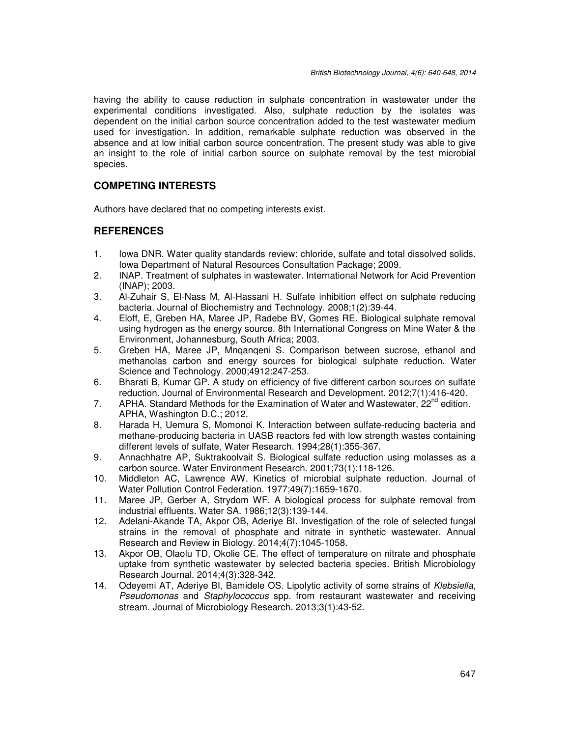having the ability to cause reduction in sulphate concentration in wastewater under the experimental conditions investigated. Also, sulphate reduction by the isolates was dependent on the initial carbon source concentration added to the test wastewater medium used for investigation. In addition, remarkable sulphate reduction was observed in the absence and at low initial carbon source concentration. The present study was able to give an insight to the role of initial carbon source on sulphate removal by the test microbial species.

## COMPETING INTERESTS

Authors have declared that no competing interests exist.

## REFERENCES

1. Iowa DNR. Water quality standards review: chloride, sulfate and total dissolved solids. Iowa Department of Natural Resources Consultation Package; 2009.
2. INAP. Treatment of sulphates in wastewater. International Network for Acid Prevention (INAP); 2003.
3. Al-Zuhair S, El-Nass M, Al-Hassani H. Sulfate inhibition effect on sulphate reducing bacteria. Journal of Biochemistry and Technology. 2008;1(2):39-44.
4. Eloff, E, Greben HA, Maree JP, Radebe BV, Gomes RE. Biological sulphate removal using hydrogen as the energy source. 8th International Congress on Mine Water & the Environment, Johannesburg, South Africa; 2003.
5. Greben HA, Maree JP, Mnqanqeni S. Comparison between sucrose, ethanol and methanolas carbon and energy sources for biological sulphate reduction. Water Science and Technology. 2000;4912:247-253.
6. Bharati B, Kumar GP. A study on efficiency of five different carbon sources on sulfate reduction. Journal of Environmental Research and Development. 2012;7(1):416-420.
7. APHA. Standard Methods for the Examination of Water and Wastewater, 22nd edition. APHA, Washington D.C.; 2012.
8. Harada H, Uemura S, Momonoi K. Interaction between sulfate-reducing bacteria and methane-producing bacteria in UASB reactors fed with low strength wastes containing different levels of sulfate, Water Research. 1994;28(1):355-367.
9. Annachhatre AP, Suktrakoolvait S. Biological sulfate reduction using molasses as a carbon source. Water Environment Research. 2001;73(1):118-126.
10. Middleton AC, Lawrence AW. Kinetics of microbial sulphate reduction. Journal of Water Pollution Control Federation. 1977;49(7):1659-1670.
11. Maree JP, Gerber A, Strydom WF. A biological process for sulphate removal from industrial effluents. Water SA. 1986;12(3):139-144.
12. Adelani-Akande TA, Akpor OB, Aderiye BI. Investigation of the role of selected fungal strains in the removal of phosphate and nitrate in synthetic wastewater. Annual Research and Review in Biology. 2014;4(7):1045-1058.
13. Akpor OB, Olaolu TD, Okolie CE. The effect of temperature on nitrate and phosphate uptake from synthetic wastewater by selected bacteria species. British Microbiology Research Journal. 2014;4(3):328-342.
14. Odeyemi AT, Aderiye BI, Bamidele OS. Lipolytic activity of some strains of *Klebsiella*, *Pseudomonas* and *Staphylococcus* spp. from restaurant wastewater and receiving stream. Journal of Microbiology Research. 2013;3(1):43-52.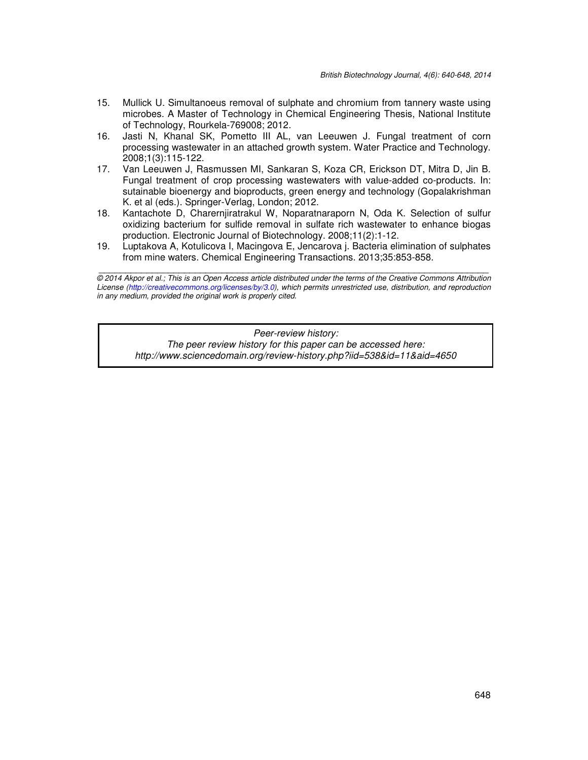15. Mullick U. Simultanoeus removal of sulphate and chromium from tannery waste using microbes. A Master of Technology in Chemical Engineering Thesis, National Institute of Technology, Rourkela-769008; 2012.
16. Jasti N, Khanal SK, Pometto III AL, van Leeuwen J. Fungal treatment of corn processing wastewater in an attached growth system. Water Practice and Technology. 2008;1(3):115-122.
17. Van Leeuwen J, Rasmussen MI, Sankaran S, Koza CR, Erickson DT, Mitra D, Jin B. Fungal treatment of crop processing wastewaters with value-added co-products. In: sutainable bioenergy and bioproducts, green energy and technology (Gopalakrishman K. et al (eds.). Springer-Verlag, London; 2012.
18. Kantachote D, Charernjiratrakul W, Noparatnaraporn N, Oda K. Selection of sulfur oxidizing bacterium for sulfide removal in sulfate rich wastewater to enhance biogas production. Electronic Journal of Biotechnology. 2008;11(2):1-12.
19. Luptakova A, Kotulicova I, Macingova E, Jencarova j. Bacteria elimination of sulphates from mine waters. Chemical Engineering Transactions. 2013;35:853-858.

---

*© 2014 Akpor et al.; This is an Open Access article distributed under the terms of the Creative Commons Attribution License (http://creativecommons.org/licenses/by/3.0), which permits unrestricted use, distribution, and reproduction in any medium, provided the original work is properly cited.*

*Peer-review history:*
*The peer review history for this paper can be accessed here:*
*http://www.sciencedomain.org/review-history.php?iid=538&id=11&aid=4650*